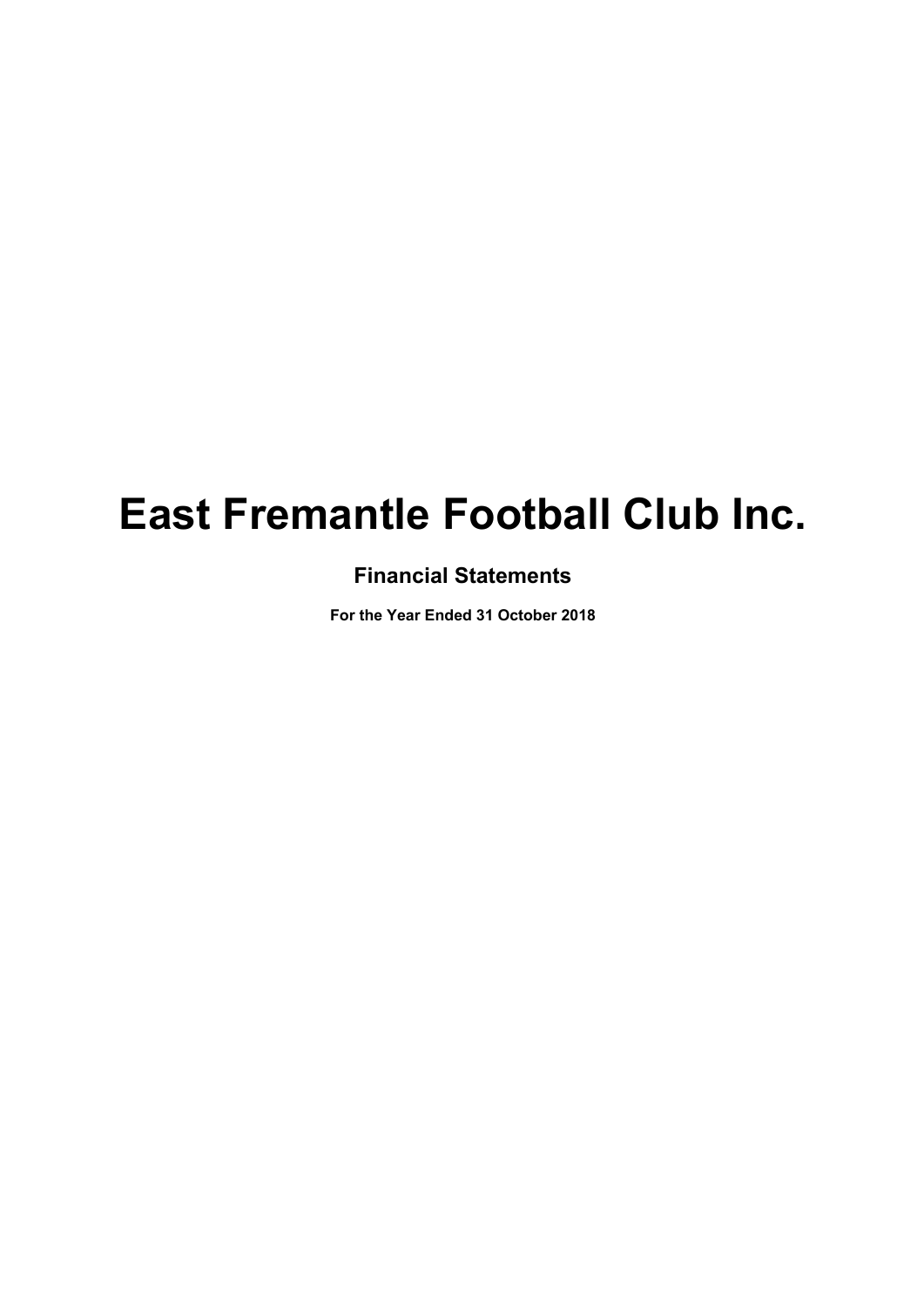# East Fremantle Football Club Inc.

## Financial Statements

**For the Year Ended 31 October 2018**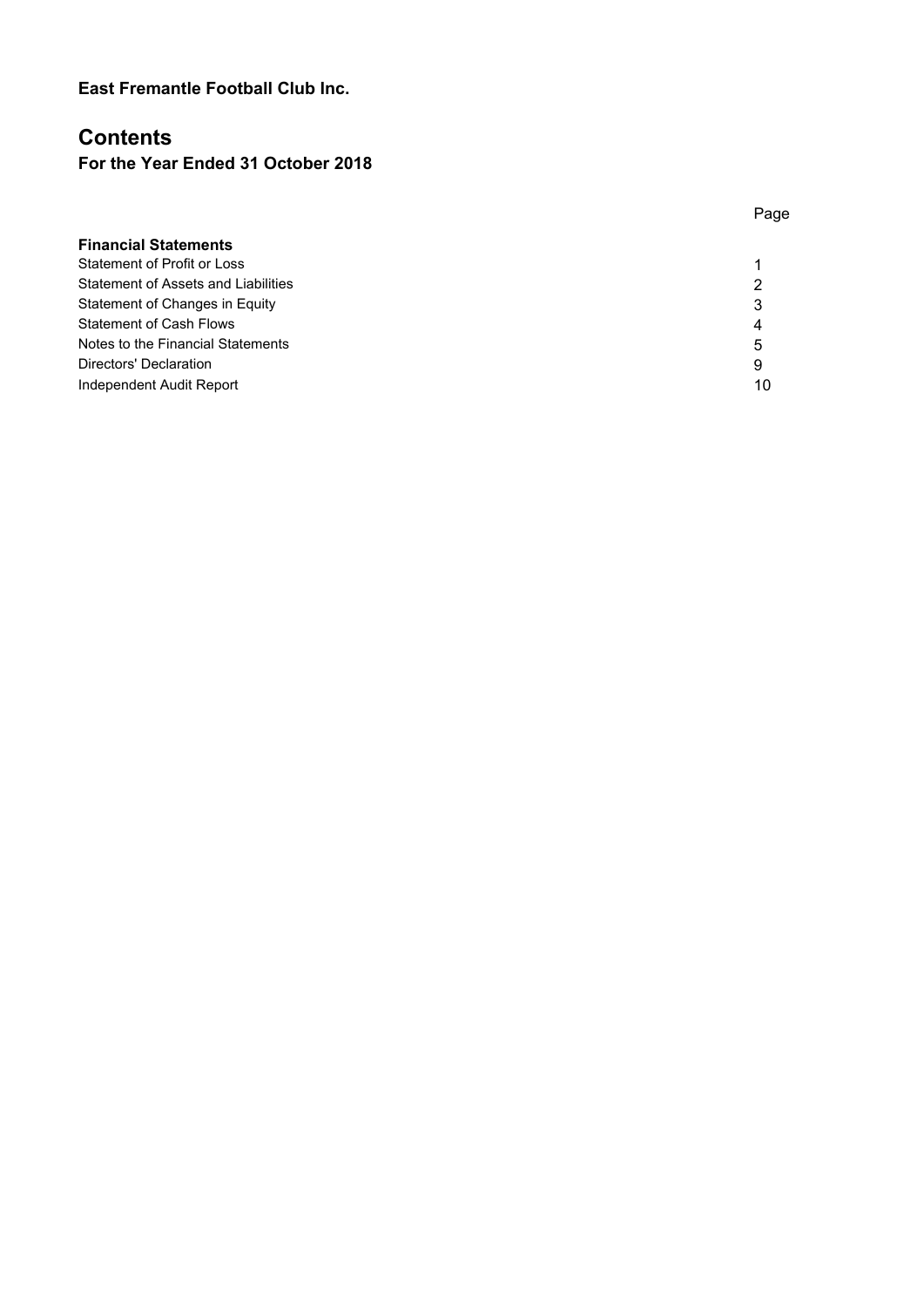**East Fremantle Football Club Inc.**

# Contents

### For the Year Ended 31 October 2018

| | Page |
|---|---|
| **Financial Statements** | |
| Statement of Profit or Loss | 1 |
| Statement of Assets and Liabilities | 2 |
| Statement of Changes in Equity | 3 |
| Statement of Cash Flows | 4 |
| Notes to the Financial Statements | 5 |
| Directors' Declaration | 9 |
| Independent Audit Report | 10 |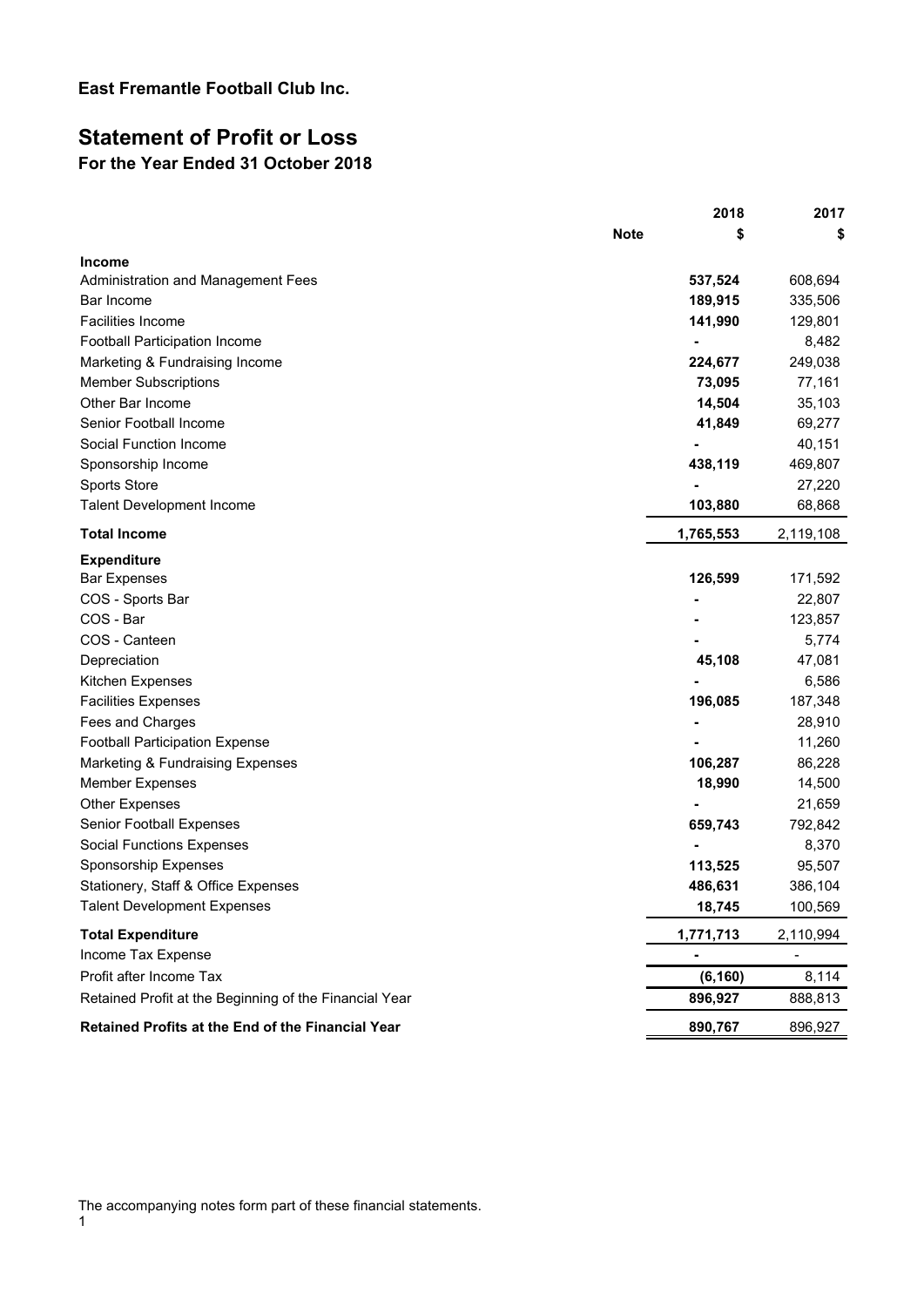**East Fremantle Football Club Inc.**

# Statement of Profit or Loss

**For the Year Ended 31 October 2018**

| | Note | 2018 $ | 2017 $ |
|---|---|---|---|
| **Income** | | | |
| Administration and Management Fees | | **537,524** | 608,694 |
| Bar Income | | **189,915** | 335,506 |
| Facilities Income | | **141,990** | 129,801 |
| Football Participation Income | | **-** | 8,482 |
| Marketing & Fundraising Income | | **224,677** | 249,038 |
| Member Subscriptions | | **73,095** | 77,161 |
| Other Bar Income | | **14,504** | 35,103 |
| Senior Football Income | | **41,849** | 69,277 |
| Social Function Income | | **-** | 40,151 |
| Sponsorship Income | | **438,119** | 469,807 |
| Sports Store | | **-** | 27,220 |
| Talent Development Income | | **103,880** | 68,868 |
| **Total Income** | | **1,765,553** | 2,119,108 |
| **Expenditure** | | | |
| Bar Expenses | | **126,599** | 171,592 |
| COS - Sports Bar | | **-** | 22,807 |
| COS - Bar | | **-** | 123,857 |
| COS - Canteen | | **-** | 5,774 |
| Depreciation | | **45,108** | 47,081 |
| Kitchen Expenses | | **-** | 6,586 |
| Facilities Expenses | | **196,085** | 187,348 |
| Fees and Charges | | **-** | 28,910 |
| Football Participation Expense | | **-** | 11,260 |
| Marketing & Fundraising Expenses | | **106,287** | 86,228 |
| Member Expenses | | **18,990** | 14,500 |
| Other Expenses | | **-** | 21,659 |
| Senior Football Expenses | | **659,743** | 792,842 |
| Social Functions Expenses | | **-** | 8,370 |
| Sponsorship Expenses | | **113,525** | 95,507 |
| Stationery, Staff & Office Expenses | | **486,631** | 386,104 |
| Talent Development Expenses | | **18,745** | 100,569 |
| **Total Expenditure** | | **1,771,713** | 2,110,994 |
| Income Tax Expense | | **-** | - |
| Profit after Income Tax | | **(6,160)** | 8,114 |
| Retained Profit at the Beginning of the Financial Year | | **896,927** | 888,813 |
| **Retained Profits at the End of the Financial Year** | | **890,767** | 896,927 |

The accompanying notes form part of these financial statements.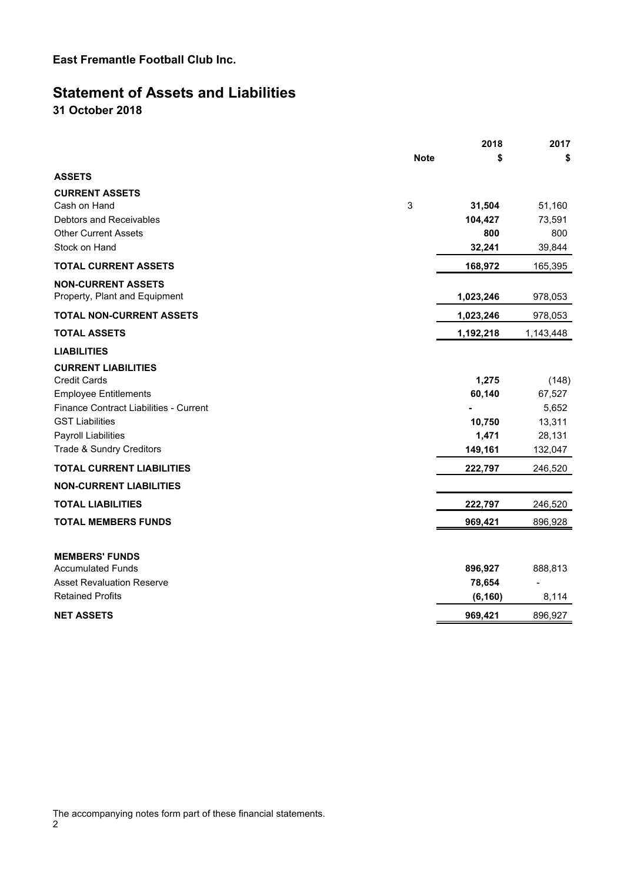**East Fremantle Football Club Inc.**

# Statement of Assets and Liabilities

**31 October 2018**

| | Note | 2018 $ | 2017 $ |
|---|---|---|---|
| **ASSETS** | | | |
| **CURRENT ASSETS** | | | |
| Cash on Hand | 3 | **31,504** | 51,160 |
| Debtors and Receivables | | **104,427** | 73,591 |
| Other Current Assets | | **800** | 800 |
| Stock on Hand | | **32,241** | 39,844 |
| **TOTAL CURRENT ASSETS** | | **168,972** | 165,395 |
| **NON-CURRENT ASSETS** | | | |
| Property, Plant and Equipment | | **1,023,246** | 978,053 |
| **TOTAL NON-CURRENT ASSETS** | | **1,023,246** | 978,053 |
| **TOTAL ASSETS** | | **1,192,218** | 1,143,448 |
| **LIABILITIES** | | | |
| **CURRENT LIABILITIES** | | | |
| Credit Cards | | **1,275** | (148) |
| Employee Entitlements | | **60,140** | 67,527 |
| Finance Contract Liabilities - Current | | **-** | 5,652 |
| GST Liabilities | | **10,750** | 13,311 |
| Payroll Liabilities | | **1,471** | 28,131 |
| Trade & Sundry Creditors | | **149,161** | 132,047 |
| **TOTAL CURRENT LIABILITIES** | | **222,797** | 246,520 |
| **NON-CURRENT LIABILITIES** | | | |
| **TOTAL LIABILITIES** | | **222,797** | 246,520 |
| **TOTAL MEMBERS FUNDS** | | **969,421** | 896,928 |
| | | | |
| **MEMBERS' FUNDS** | | | |
| Accumulated Funds | | **896,927** | 888,813 |
| Asset Revaluation Reserve | | **78,654** | - |
| Retained Profits | | **(6,160)** | 8,114 |
| **NET ASSETS** | | **969,421** | 896,927 |

The accompanying notes form part of these financial statements.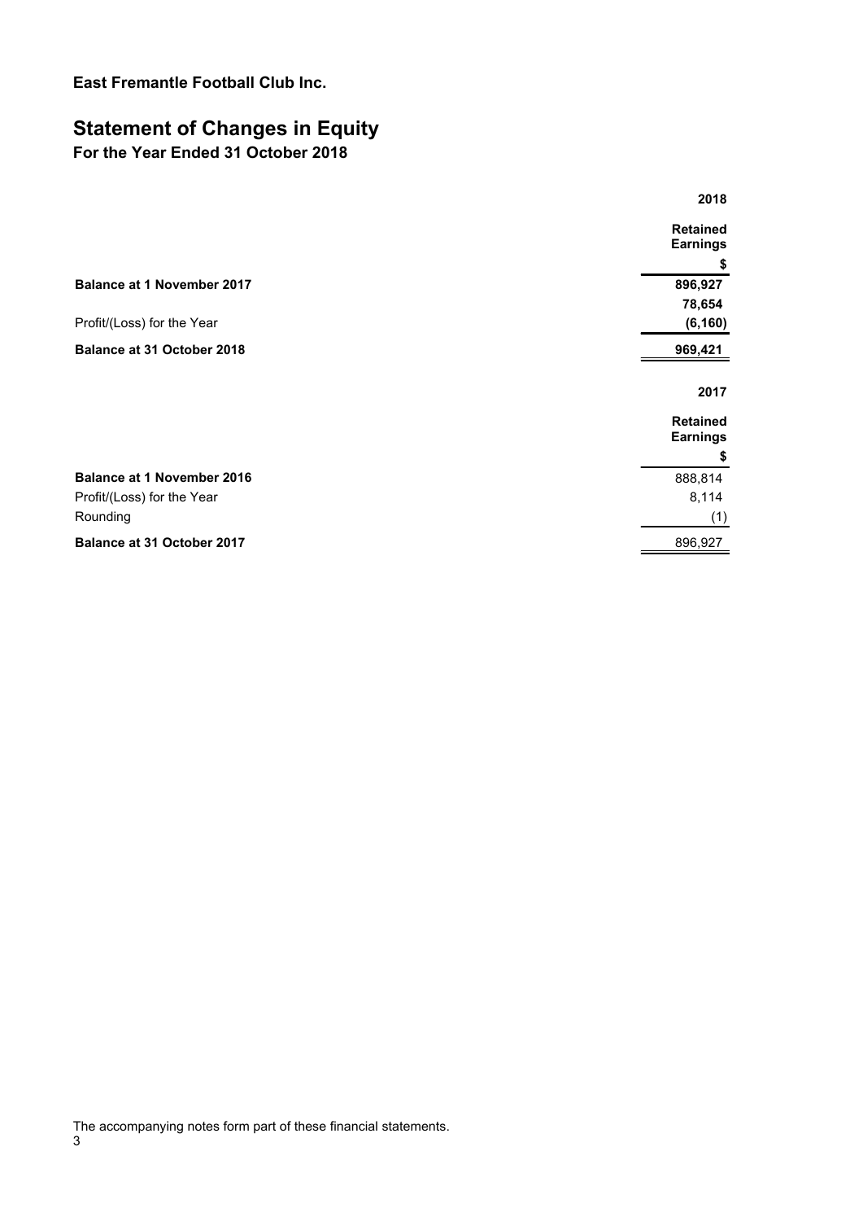**East Fremantle Football Club Inc.**

# Statement of Changes in Equity

**For the Year Ended 31 October 2018**

| | 2018 |
|---|---|
| | **Retained Earnings** |
| | **$** |
| **Balance at 1 November 2017** | **896,927** |
| | **78,654** |
| Profit/(Loss) for the Year | **(6,160)** |
| **Balance at 31 October 2018** | **969,421** |

| | 2017 |
|---|---|
| | **Retained Earnings** |
| | **$** |
| **Balance at 1 November 2016** | 888,814 |
| Profit/(Loss) for the Year | 8,114 |
| Rounding | (1) |
| **Balance at 31 October 2017** | 896,927 |

The accompanying notes form part of these financial statements.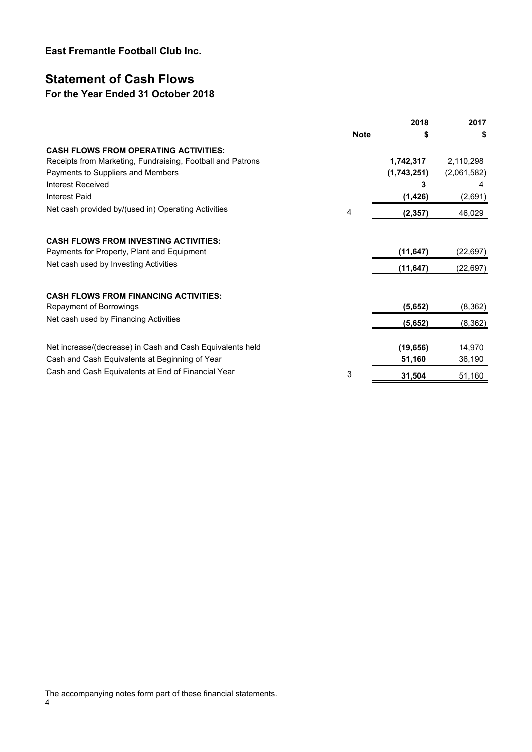**East Fremantle Football Club Inc.**

# Statement of Cash Flows

## For the Year Ended 31 October 2018

| | Note | 2018<br>$ | 2017<br>$ |
|---|---|---|---|
| **CASH FLOWS FROM OPERATING ACTIVITIES:** | | | |
| Receipts from Marketing, Fundraising, Football and Patrons | | **1,742,317** | 2,110,298 |
| Payments to Suppliers and Members | | **(1,743,251)** | (2,061,582) |
| Interest Received | | **3** | 4 |
| Interest Paid | | **(1,426)** | (2,691) |
| Net cash provided by/(used in) Operating Activities | 4 | **(2,357)** | 46,029 |
| | | | |
| **CASH FLOWS FROM INVESTING ACTIVITIES:** | | | |
| Payments for Property, Plant and Equipment | | **(11,647)** | (22,697) |
| Net cash used by Investing Activities | | **(11,647)** | (22,697) |
| | | | |
| **CASH FLOWS FROM FINANCING ACTIVITIES:** | | | |
| Repayment of Borrowings | | **(5,652)** | (8,362) |
| Net cash used by Financing Activities | | **(5,652)** | (8,362) |
| | | | |
| Net increase/(decrease) in Cash and Cash Equivalents held | | **(19,656)** | 14,970 |
| Cash and Cash Equivalents at Beginning of Year | | **51,160** | 36,190 |
| Cash and Cash Equivalents at End of Financial Year | 3 | **31,504** | 51,160 |

The accompanying notes form part of these financial statements.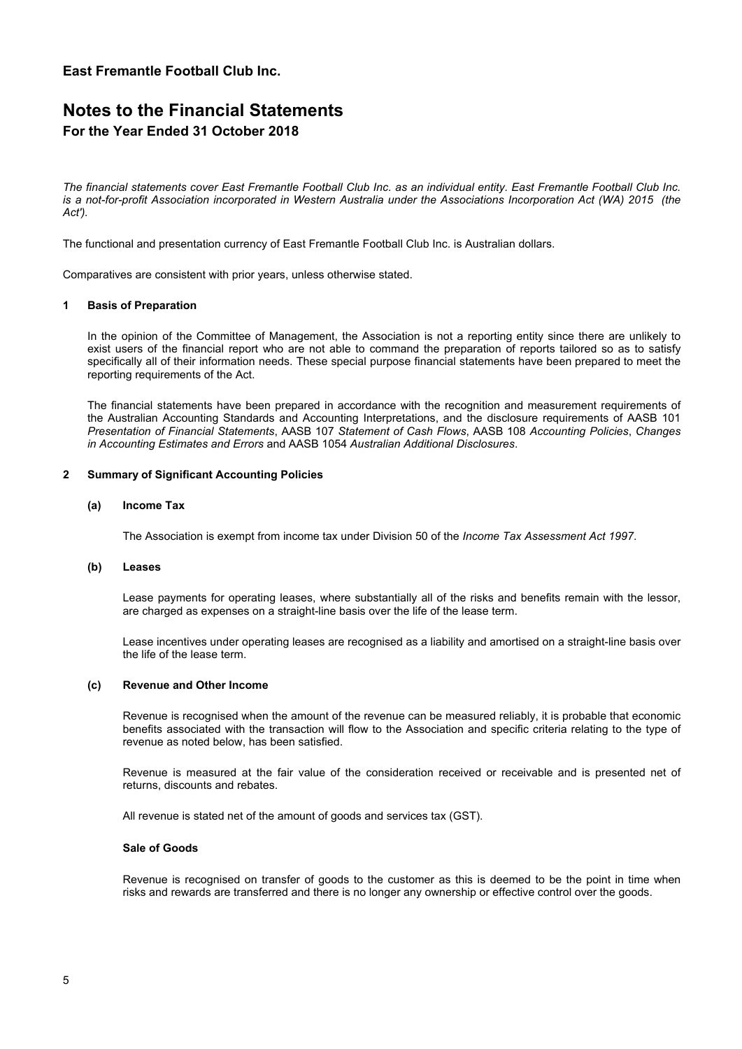**East Fremantle Football Club Inc.**

# Notes to the Financial Statements

## For the Year Ended 31 October 2018

*The financial statements cover East Fremantle Football Club Inc. as an individual entity. East Fremantle Football Club Inc. is a not-for-profit Association incorporated in Western Australia under the Associations Incorporation Act (WA) 2015 (the Act').*

The functional and presentation currency of East Fremantle Football Club Inc. is Australian dollars.

Comparatives are consistent with prior years, unless otherwise stated.

### 1 Basis of Preparation

In the opinion of the Committee of Management, the Association is not a reporting entity since there are unlikely to exist users of the financial report who are not able to command the preparation of reports tailored so as to satisfy specifically all of their information needs. These special purpose financial statements have been prepared to meet the reporting requirements of the Act.

The financial statements have been prepared in accordance with the recognition and measurement requirements of the Australian Accounting Standards and Accounting Interpretations, and the disclosure requirements of AASB 101 *Presentation of Financial Statements*, AASB 107 *Statement of Cash Flows*, AASB 108 *Accounting Policies*, *Changes in Accounting Estimates and Errors* and AASB 1054 *Australian Additional Disclosures*.

### 2 Summary of Significant Accounting Policies

#### (a) Income Tax

The Association is exempt from income tax under Division 50 of the *Income Tax Assessment Act 1997*.

#### (b) Leases

Lease payments for operating leases, where substantially all of the risks and benefits remain with the lessor, are charged as expenses on a straight-line basis over the life of the lease term.

Lease incentives under operating leases are recognised as a liability and amortised on a straight-line basis over the life of the lease term.

#### (c) Revenue and Other Income

Revenue is recognised when the amount of the revenue can be measured reliably, it is probable that economic benefits associated with the transaction will flow to the Association and specific criteria relating to the type of revenue as noted below, has been satisfied.

Revenue is measured at the fair value of the consideration received or receivable and is presented net of returns, discounts and rebates.

All revenue is stated net of the amount of goods and services tax (GST).

**Sale of Goods**

Revenue is recognised on transfer of goods to the customer as this is deemed to be the point in time when risks and rewards are transferred and there is no longer any ownership or effective control over the goods.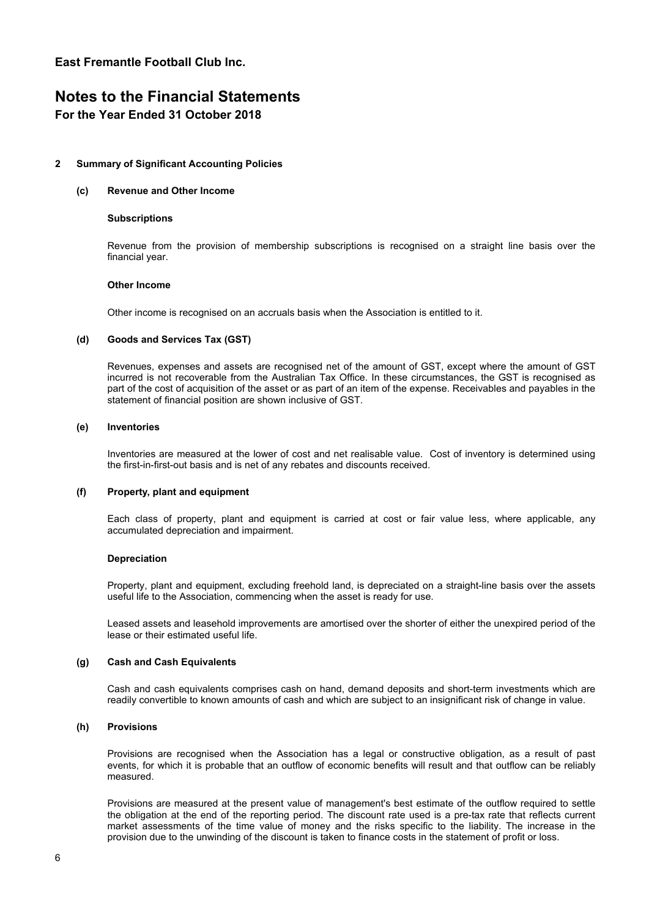# East Fremantle Football Club Inc.

# Notes to the Financial Statements

## For the Year Ended 31 October 2018

### 2 Summary of Significant Accounting Policies

#### (c) Revenue and Other Income

**Subscriptions**

Revenue from the provision of membership subscriptions is recognised on a straight line basis over the financial year.

**Other Income**

Other income is recognised on an accruals basis when the Association is entitled to it.

#### (d) Goods and Services Tax (GST)

Revenues, expenses and assets are recognised net of the amount of GST, except where the amount of GST incurred is not recoverable from the Australian Tax Office. In these circumstances, the GST is recognised as part of the cost of acquisition of the asset or as part of an item of the expense. Receivables and payables in the statement of financial position are shown inclusive of GST.

#### (e) Inventories

Inventories are measured at the lower of cost and net realisable value. Cost of inventory is determined using the first-in-first-out basis and is net of any rebates and discounts received.

#### (f) Property, plant and equipment

Each class of property, plant and equipment is carried at cost or fair value less, where applicable, any accumulated depreciation and impairment.

**Depreciation**

Property, plant and equipment, excluding freehold land, is depreciated on a straight-line basis over the assets useful life to the Association, commencing when the asset is ready for use.

Leased assets and leasehold improvements are amortised over the shorter of either the unexpired period of the lease or their estimated useful life.

#### (g) Cash and Cash Equivalents

Cash and cash equivalents comprises cash on hand, demand deposits and short-term investments which are readily convertible to known amounts of cash and which are subject to an insignificant risk of change in value.

#### (h) Provisions

Provisions are recognised when the Association has a legal or constructive obligation, as a result of past events, for which it is probable that an outflow of economic benefits will result and that outflow can be reliably measured.

Provisions are measured at the present value of management's best estimate of the outflow required to settle the obligation at the end of the reporting period. The discount rate used is a pre-tax rate that reflects current market assessments of the time value of money and the risks specific to the liability. The increase in the provision due to the unwinding of the discount is taken to finance costs in the statement of profit or loss.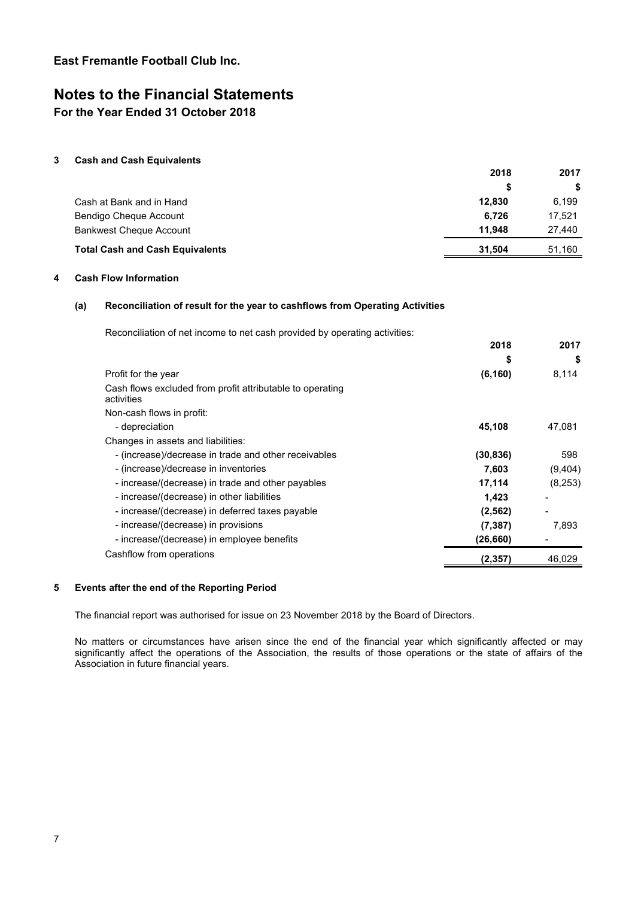East Fremantle Football Club Inc.

# Notes to the Financial Statements

**For the Year Ended 31 October 2018**

### 3 Cash and Cash Equivalents

| | 2018 | 2017 |
|---|---|---|
| | $ | $ |
| Cash at Bank and in Hand | **12,830** | 6,199 |
| Bendigo Cheque Account | **6,726** | 17,521 |
| Bankwest Cheque Account | **11,948** | 27,440 |
| **Total Cash and Cash Equivalents** | **31,504** | 51,160 |

### 4 Cash Flow Information

#### (a) Reconciliation of result for the year to cashflows from Operating Activities

Reconciliation of net income to net cash provided by operating activities:

| | 2018 | 2017 |
|---|---|---|
| | $ | $ |
| Profit for the year | **(6,160)** | 8,114 |
| Cash flows excluded from profit attributable to operating activities | | |
| Non-cash flows in profit: | | |
| - depreciation | **45,108** | 47,081 |
| Changes in assets and liabilities: | | |
| - (increase)/decrease in trade and other receivables | **(30,836)** | 598 |
| - (increase)/decrease in inventories | **7,603** | (9,404) |
| - increase/(decrease) in trade and other payables | **17,114** | (8,253) |
| - increase/(decrease) in other liabilities | **1,423** | - |
| - increase/(decrease) in deferred taxes payable | **(2,562)** | - |
| - increase/(decrease) in provisions | **(7,387)** | 7,893 |
| - increase/(decrease) in employee benefits | **(26,660)** | - |
| Cashflow from operations | **(2,357)** | 46,029 |

### 5 Events after the end of the Reporting Period

The financial report was authorised for issue on 23 November 2018 by the Board of Directors.

No matters or circumstances have arisen since the end of the financial year which significantly affected or may significantly affect the operations of the Association, the results of those operations or the state of affairs of the Association in future financial years.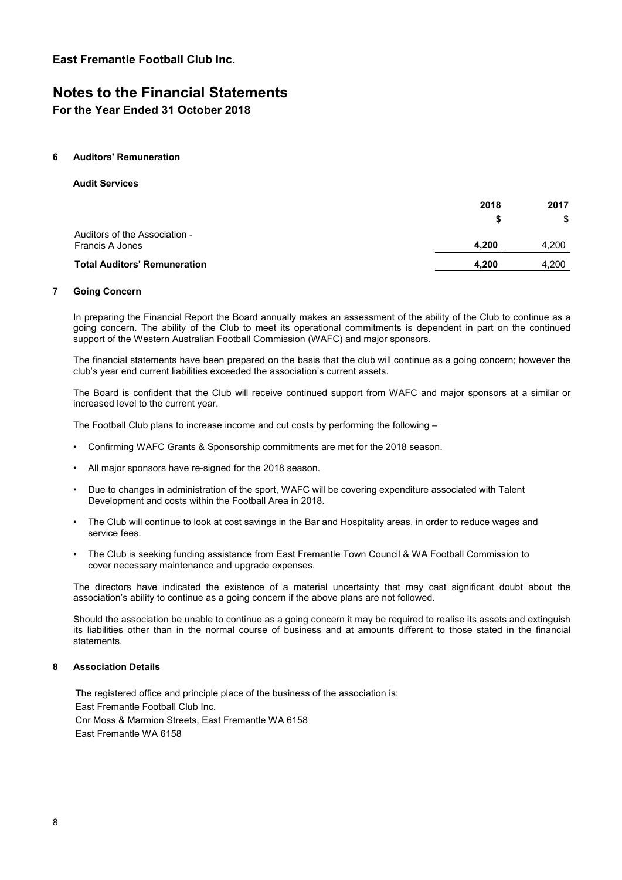East Fremantle Football Club Inc.

# Notes to the Financial Statements

## For the Year Ended 31 October 2018

### 6 Auditors' Remuneration

**Audit Services**

| | 2018 | 2017 |
|---|---|---|
| | $ | $ |
| Auditors of the Association - Francis A Jones | **4,200** | 4,200 |
| **Total Auditors' Remuneration** | **4,200** | 4,200 |

### 7 Going Concern

In preparing the Financial Report the Board annually makes an assessment of the ability of the Club to continue as a going concern. The ability of the Club to meet its operational commitments is dependent in part on the continued support of the Western Australian Football Commission (WAFC) and major sponsors.

The financial statements have been prepared on the basis that the club will continue as a going concern; however the club's year end current liabilities exceeded the association's current assets.

The Board is confident that the Club will receive continued support from WAFC and major sponsors at a similar or increased level to the current year.

The Football Club plans to increase income and cut costs by performing the following –

- Confirming WAFC Grants & Sponsorship commitments are met for the 2018 season.
- All major sponsors have re-signed for the 2018 season.
- Due to changes in administration of the sport, WAFC will be covering expenditure associated with Talent Development and costs within the Football Area in 2018.
- The Club will continue to look at cost savings in the Bar and Hospitality areas, in order to reduce wages and service fees.
- The Club is seeking funding assistance from East Fremantle Town Council & WA Football Commission to cover necessary maintenance and upgrade expenses.

The directors have indicated the existence of a material uncertainty that may cast significant doubt about the association's ability to continue as a going concern if the above plans are not followed.

Should the association be unable to continue as a going concern it may be required to realise its assets and extinguish its liabilities other than in the normal course of business and at amounts different to those stated in the financial statements.

### 8 Association Details

The registered office and principle place of the business of the association is:
East Fremantle Football Club Inc.
Cnr Moss & Marmion Streets, East Fremantle WA 6158
East Fremantle WA 6158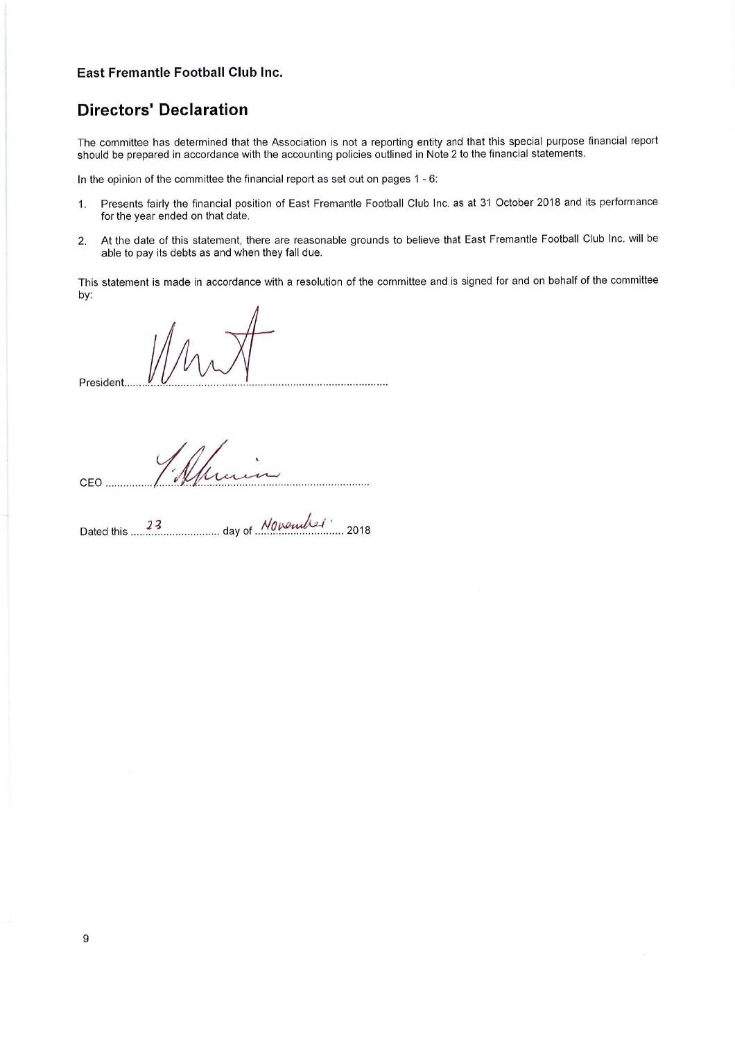**East Fremantle Football Club Inc.**

## Directors' Declaration

The committee has determined that the Association is not a reporting entity and that this special purpose financial report should be prepared in accordance with the accounting policies outlined in Note 2 to the financial statements.

In the opinion of the committee the financial report as set out on pages 1 - 6:

1. Presents fairly the financial position of East Fremantle Football Club Inc. as at 31 October 2018 and its performance for the year ended on that date.
2. At the date of this statement, there are reasonable grounds to believe that East Fremantle Football Club Inc. will be able to pay its debts as and when they fall due.

This statement is made in accordance with a resolution of the committee and is signed for and on behalf of the committee by:

President..............................................................................................

CEO ...................................................................................................

Dated this ....23.................... day of ...November.................. 2018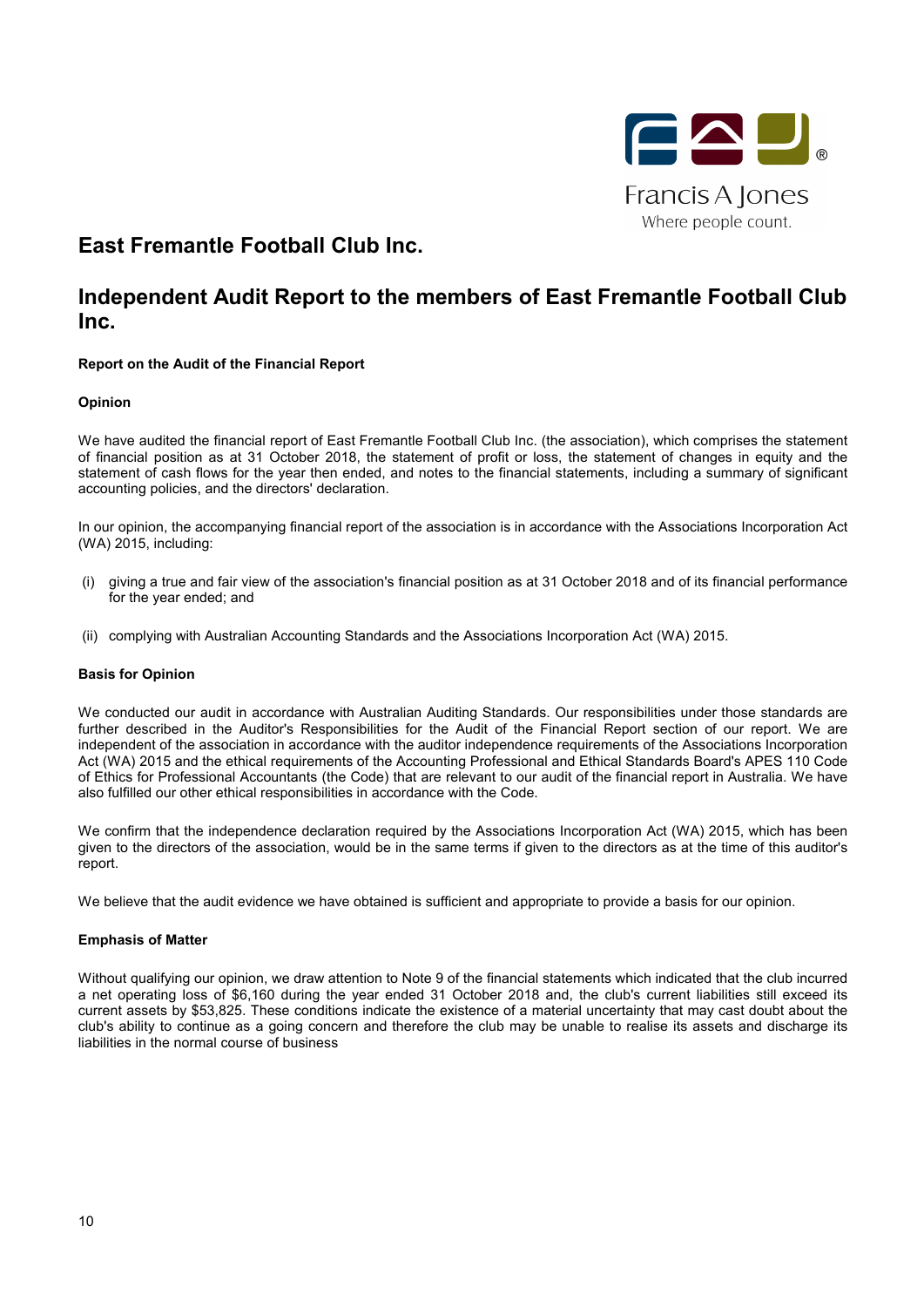Francis A Jones
Where people count.

# East Fremantle Football Club Inc.

# Independent Audit Report to the members of East Fremantle Football Club Inc.

**Report on the Audit of the Financial Report**

**Opinion**

We have audited the financial report of East Fremantle Football Club Inc. (the association), which comprises the statement of financial position as at 31 October 2018, the statement of profit or loss, the statement of changes in equity and the statement of cash flows for the year then ended, and notes to the financial statements, including a summary of significant accounting policies, and the directors' declaration.

In our opinion, the accompanying financial report of the association is in accordance with the Associations Incorporation Act (WA) 2015, including:

(i) giving a true and fair view of the association's financial position as at 31 October 2018 and of its financial performance for the year ended; and

(ii) complying with Australian Accounting Standards and the Associations Incorporation Act (WA) 2015.

**Basis for Opinion**

We conducted our audit in accordance with Australian Auditing Standards. Our responsibilities under those standards are further described in the Auditor's Responsibilities for the Audit of the Financial Report section of our report. We are independent of the association in accordance with the auditor independence requirements of the Associations Incorporation Act (WA) 2015 and the ethical requirements of the Accounting Professional and Ethical Standards Board's APES 110 Code of Ethics for Professional Accountants (the Code) that are relevant to our audit of the financial report in Australia. We have also fulfilled our other ethical responsibilities in accordance with the Code.

We confirm that the independence declaration required by the Associations Incorporation Act (WA) 2015, which has been given to the directors of the association, would be in the same terms if given to the directors as at the time of this auditor's report.

We believe that the audit evidence we have obtained is sufficient and appropriate to provide a basis for our opinion.

**Emphasis of Matter**

Without qualifying our opinion, we draw attention to Note 9 of the financial statements which indicated that the club incurred a net operating loss of $6,160 during the year ended 31 October 2018 and, the club's current liabilities still exceed its current assets by $53,825. These conditions indicate the existence of a material uncertainty that may cast doubt about the club's ability to continue as a going concern and therefore the club may be unable to realise its assets and discharge its liabilities in the normal course of business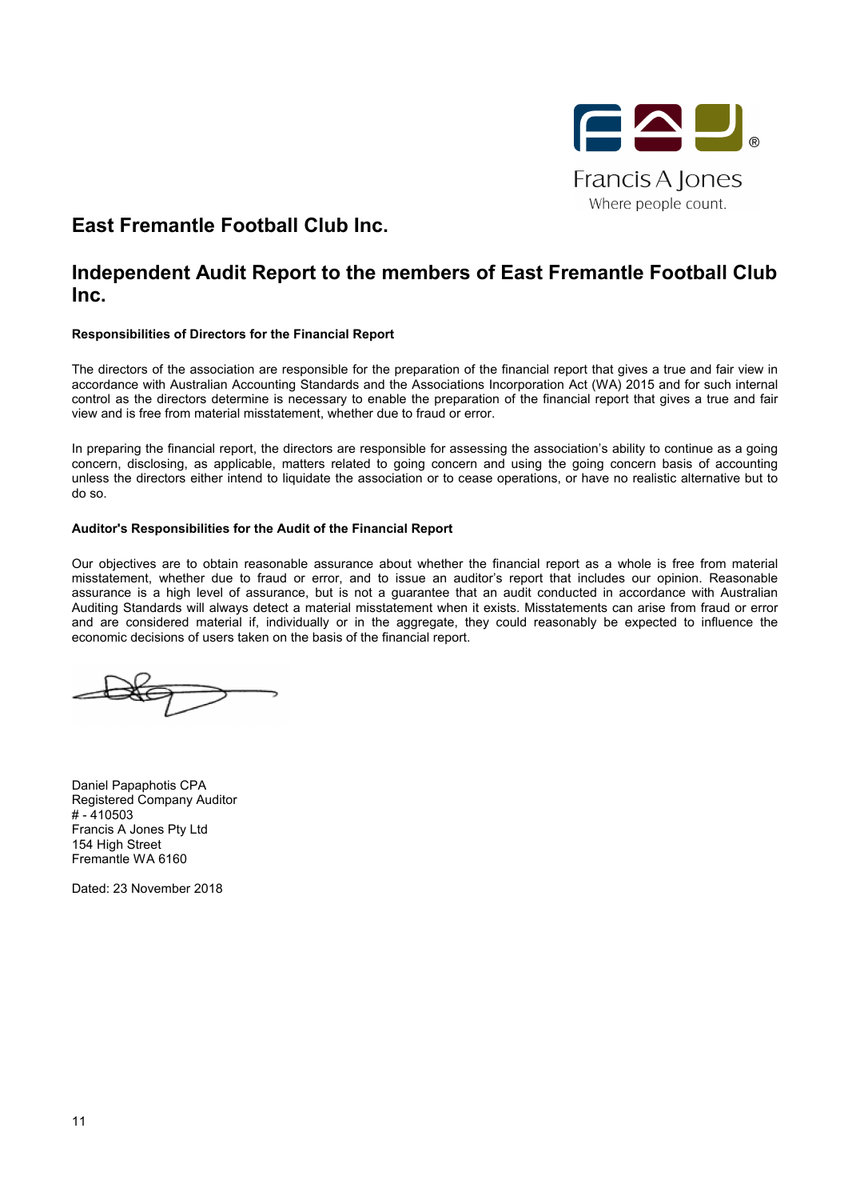Francis A Jones
Where people count.

# East Fremantle Football Club Inc.

# Independent Audit Report to the members of East Fremantle Football Club Inc.

**Responsibilities of Directors for the Financial Report**

The directors of the association are responsible for the preparation of the financial report that gives a true and fair view in accordance with Australian Accounting Standards and the Associations Incorporation Act (WA) 2015 and for such internal control as the directors determine is necessary to enable the preparation of the financial report that gives a true and fair view and is free from material misstatement, whether due to fraud or error.

In preparing the financial report, the directors are responsible for assessing the association's ability to continue as a going concern, disclosing, as applicable, matters related to going concern and using the going concern basis of accounting unless the directors either intend to liquidate the association or to cease operations, or have no realistic alternative but to do so.

**Auditor's Responsibilities for the Audit of the Financial Report**

Our objectives are to obtain reasonable assurance about whether the financial report as a whole is free from material misstatement, whether due to fraud or error, and to issue an auditor's report that includes our opinion. Reasonable assurance is a high level of assurance, but is not a guarantee that an audit conducted in accordance with Australian Auditing Standards will always detect a material misstatement when it exists. Misstatements can arise from fraud or error and are considered material if, individually or in the aggregate, they could reasonably be expected to influence the economic decisions of users taken on the basis of the financial report.

Daniel Papaphotis CPA
Registered Company Auditor
# - 410503
Francis A Jones Pty Ltd
154 High Street
Fremantle WA 6160

Dated: 23 November 2018